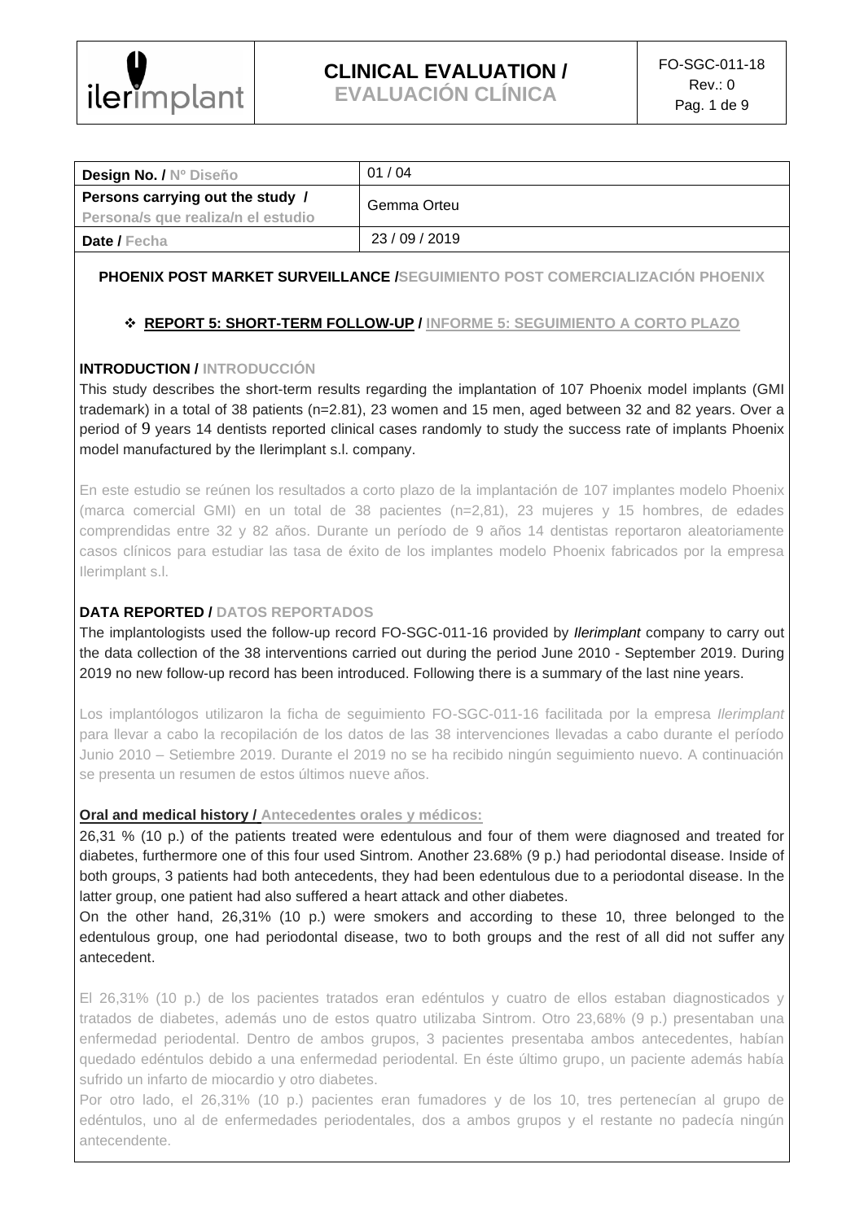| | | |
|---|---|---|
| ilerimplant | **CLINICAL EVALUATION /** **EVALUACIÓN CLÍNICA** | FO-SGC-011-18 Rev.: 0 |

| | |
|---|---|
| **Design No. / Nº Diseño** | 01 / 04 |
| **Persons carrying out the study / Persona/s que realiza/n el estudio** | Gemma Orteu |
| **Date / Fecha** | 23 / 09 / 2019 |

**PHOENIX POST MARKET SURVEILLANCE /SEGUIMIENTO POST COMERCIALIZACIÓN PHOENIX**

- **REPORT 5: SHORT-TERM FOLLOW-UP / INFORME 5: SEGUIMIENTO A CORTO PLAZO**

**INTRODUCTION / INTRODUCCIÓN**

This study describes the short-term results regarding the implantation of 107 Phoenix model implants (GMI trademark) in a total of 38 patients (n=2.81), 23 women and 15 men, aged between 32 and 82 years. Over a period of 9 years 14 dentists reported clinical cases randomly to study the success rate of implants Phoenix model manufactured by the Ilerimplant s.l. company.

En este estudio se reúnen los resultados a corto plazo de la implantación de 107 implantes modelo Phoenix (marca comercial GMI) en un total de 38 pacientes (n=2,81), 23 mujeres y 15 hombres, de edades comprendidas entre 32 y 82 años. Durante un período de 9 años 14 dentistas reportaron aleatoriamente casos clínicos para estudiar las tasa de éxito de los implantes modelo Phoenix fabricados por la empresa Ilerimplant s.l.

**DATA REPORTED / DATOS REPORTADOS**

The implantologists used the follow-up record FO-SGC-011-16 provided by *Ilerimplant* company to carry out the data collection of the 38 interventions carried out during the period June 2010 - September 2019. During 2019 no new follow-up record has been introduced. Following there is a summary of the last nine years.

Los implantólogos utilizaron la ficha de seguimiento FO-SGC-011-16 facilitada por la empresa *Ilerimplant* para llevar a cabo la recopilación de los datos de las 38 intervenciones llevadas a cabo durante el período Junio 2010 – Setiembre 2019. Durante el 2019 no se ha recibido ningún seguimiento nuevo. A continuación se presenta un resumen de estos últimos nueve años.

**Oral and medical history / Antecedentes orales y médicos:**

26,31 % (10 p.) of the patients treated were edentulous and four of them were diagnosed and treated for diabetes, furthermore one of this four used Sintrom. Another 23.68% (9 p.) had periodontal disease. Inside of both groups, 3 patients had both antecedents, they had been edentulous due to a periodontal disease. In the latter group, one patient had also suffered a heart attack and other diabetes.
On the other hand, 26,31% (10 p.) were smokers and according to these 10, three belonged to the edentulous group, one had periodontal disease, two to both groups and the rest of all did not suffer any antecedent.

El 26,31% (10 p.) de los pacientes tratados eran edéntulos y cuatro de ellos estaban diagnosticados y tratados de diabetes, además uno de estos quatro utilizaba Sintrom. Otro 23,68% (9 p.) presentaban una enfermedad periodental. Dentro de ambos grupos, 3 pacientes presentaba ambos antecedentes, habían quedado edéntulos debido a una enfermedad periodental. En éste último grupo, un paciente además había sufrido un infarto de miocardio y otro diabetes.
Por otro lado, el 26,31% (10 p.) pacientes eran fumadores y de los 10, tres pertenecían al grupo de edéntulos, uno al de enfermedades periodentales, dos a ambos grupos y el restante no padecía ningún antecendente.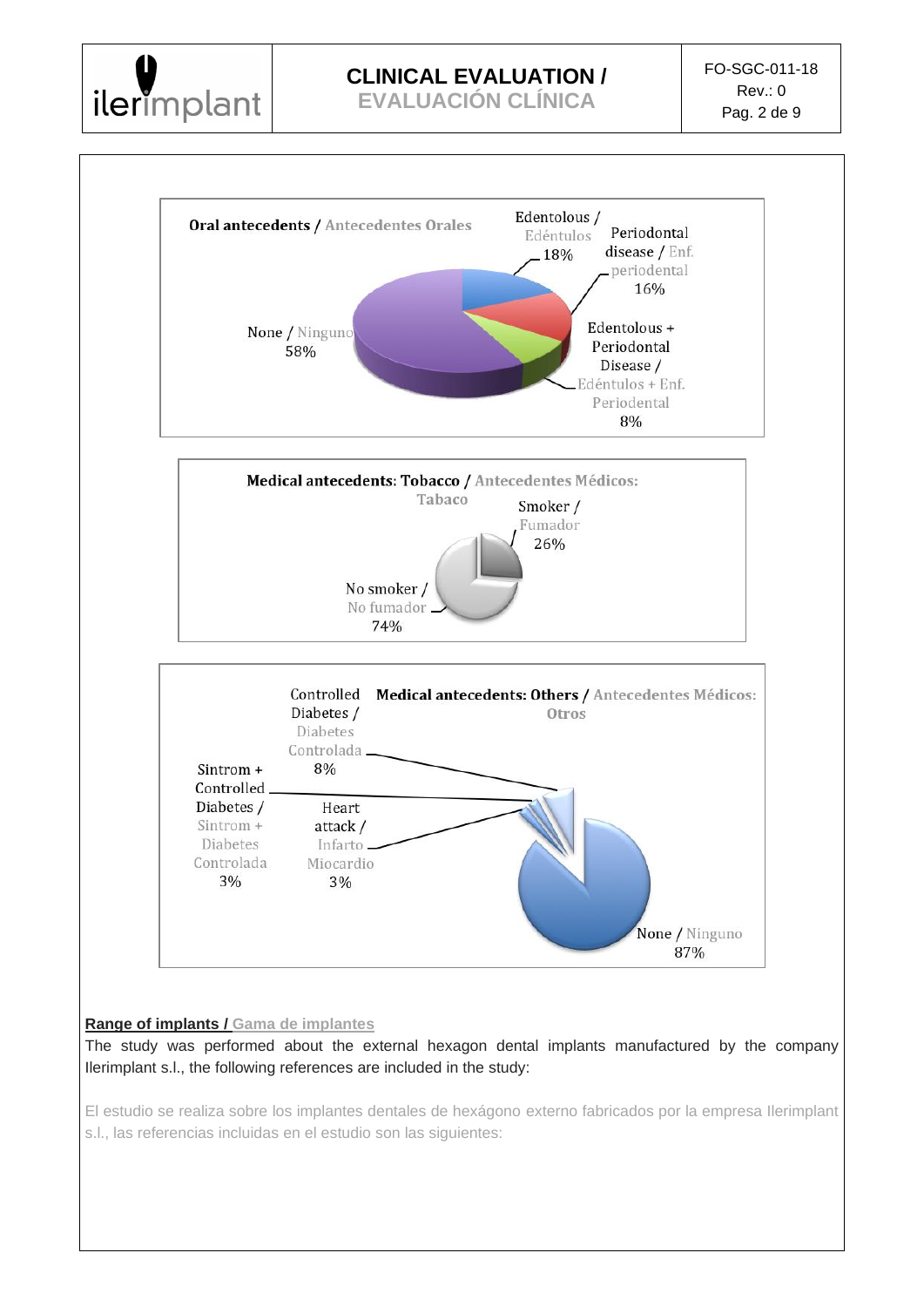**Oral antecedents / Antecedentes Orales**

- Edentolous / Edéntulos 18%
- Periodontal disease / Enf. periodental 16%
- Edentolous + Periodontal Disease / Edéntulos + Enf. Periodental 8%
- None / Ninguno 58%

**Medical antecedents: Tobacco / Antecedentes Médicos: Tabaco**

- Smoker / Fumador 26%
- No smoker / No fumador 74%

**Medical antecedents: Others / Antecedentes Médicos: Otros**

- Controlled Diabetes / Diabetes Controlada 8%
- Sintrom + Controlled Diabetes / Sintrom + Diabetes Controlada 3%
- Heart attack / Infarto Miocardio 3%
- None / Ninguno 87%

**Range of implants / Gama de implantes**

The study was performed about the external hexagon dental implants manufactured by the company Ilerimplant s.l., the following references are included in the study:

El estudio se realiza sobre los implantes dentales de hexágono externo fabricados por la empresa Ilerimplant s.l., las referencias incluidas en el estudio son las siguientes: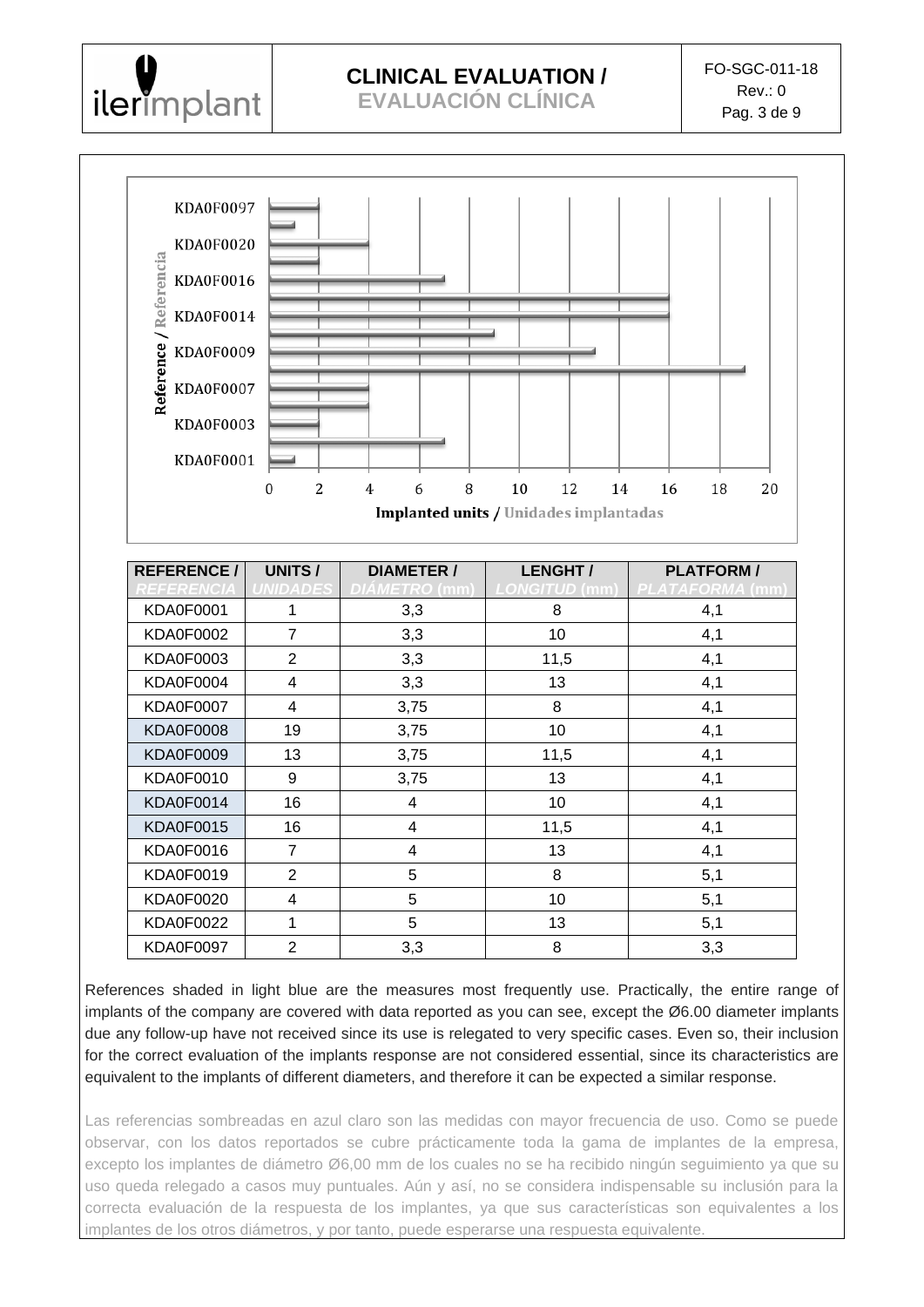| REFERENCE / *REFERENCIA* | UNITS / *UNIDADES* | DIAMETER / *DIÁMETRO* (mm) | LENGHT / *LONGITUD* (mm) | PLATFORM / *PLATAFORMA* (mm) |
|---|---|---|---|---|
| KDA0F0001 | 1 | 3,3 | 8 | 4,1 |
| KDA0F0002 | 7 | 3,3 | 10 | 4,1 |
| KDA0F0003 | 2 | 3,3 | 11,5 | 4,1 |
| KDA0F0004 | 4 | 3,3 | 13 | 4,1 |
| KDA0F0007 | 4 | 3,75 | 8 | 4,1 |
| KDA0F0008 | 19 | 3,75 | 10 | 4,1 |
| KDA0F0009 | 13 | 3,75 | 11,5 | 4,1 |
| KDA0F0010 | 9 | 3,75 | 13 | 4,1 |
| KDA0F0014 | 16 | 4 | 10 | 4,1 |
| KDA0F0015 | 16 | 4 | 11,5 | 4,1 |
| KDA0F0016 | 7 | 4 | 13 | 4,1 |
| KDA0F0019 | 2 | 5 | 8 | 5,1 |
| KDA0F0020 | 4 | 5 | 10 | 5,1 |
| KDA0F0022 | 1 | 5 | 13 | 5,1 |
| KDA0F0097 | 2 | 3,3 | 8 | 3,3 |

References shaded in light blue are the measures most frequently use. Practically, the entire range of implants of the company are covered with data reported as you can see, except the Ø6.00 diameter implants due any follow-up have not received since its use is relegated to very specific cases. Even so, their inclusion for the correct evaluation of the implants response are not considered essential, since its characteristics are equivalent to the implants of different diameters, and therefore it can be expected a similar response.

Las referencias sombreadas en azul claro son las medidas con mayor frecuencia de uso. Como se puede observar, con los datos reportados se cubre prácticamente toda la gama de implantes de la empresa, excepto los implantes de diámetro Ø6,00 mm de los cuales no se ha recibido ningún seguimiento ya que su uso queda relegado a casos muy puntuales. Aún y así, no se considera indispensable su inclusión para la correcta evaluación de la respuesta de los implantes, ya que sus características son equivalentes a los implantes de los otros diámetros, y por tanto, puede esperarse una respuesta equivalente.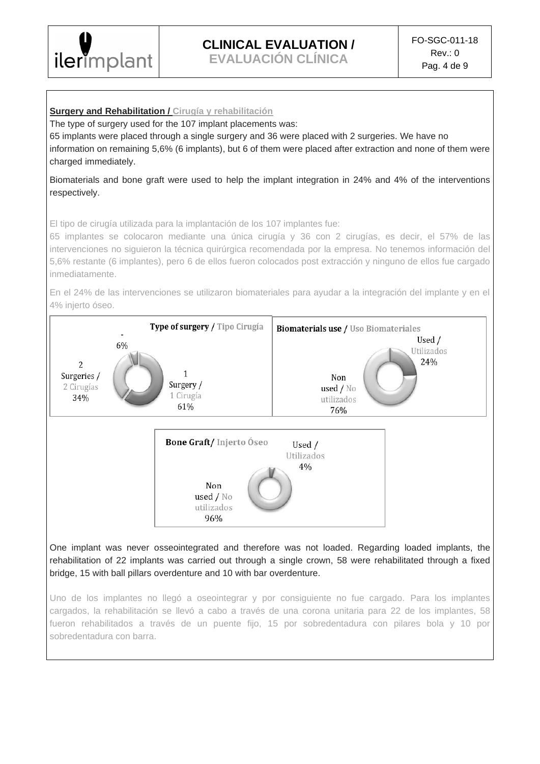**Surgery and Rehabilitation / Cirugía y rehabilitación**

The type of surgery used for the 107 implant placements was:

65 implants were placed through a single surgery and 36 were placed with 2 surgeries. We have no information on remaining 5,6% (6 implants), but 6 of them were placed after extraction and none of them were charged immediately.

Biomaterials and bone graft were used to help the implant integration in 24% and 4% of the interventions respectively.

El tipo de cirugía utilizada para la implantación de los 107 implantes fue:

65 implantes se colocaron mediante una única cirugía y 36 con 2 cirugías, es decir, el 57% de las intervenciones no siguieron la técnica quirúrgica recomendada por la empresa. No tenemos información del 5,6% restante (6 implantes), pero 6 de ellos fueron colocados post extracción y ninguno de ellos fue cargado inmediatamente.

En el 24% de las intervenciones se utilizaron biomateriales para ayudar a la integración del implante y en el 4% injerto óseo.

**Type of surgery / Tipo Cirugía**

- - : 6%
- 2 Surgeries / 2 Cirugías: 34%
- 1 Surgery / 1 Cirugía: 61%

**Biomaterials use / Uso Biomateriales**

- Used / Utilizados: 24%
- Non used / No utilizados: 76%

**Bone Graft/ Injerto Óseo**

- Used / Utilizados: 4%
- Non used / No utilizados: 96%

One implant was never osseointegrated and therefore was not loaded. Regarding loaded implants, the rehabilitation of 22 implants was carried out through a single crown, 58 were rehabilitated through a fixed bridge, 15 with ball pillars overdenture and 10 with bar overdenture.

Uno de los implantes no llegó a oseointegrar y por consiguiente no fue cargado. Para los implantes cargados, la rehabilitación se llevó a cabo a través de una corona unitaria para 22 de los implantes, 58 fueron rehabilitados a través de un puente fijo, 15 por sobredentadura con pilares bola y 10 por sobredentadura con barra.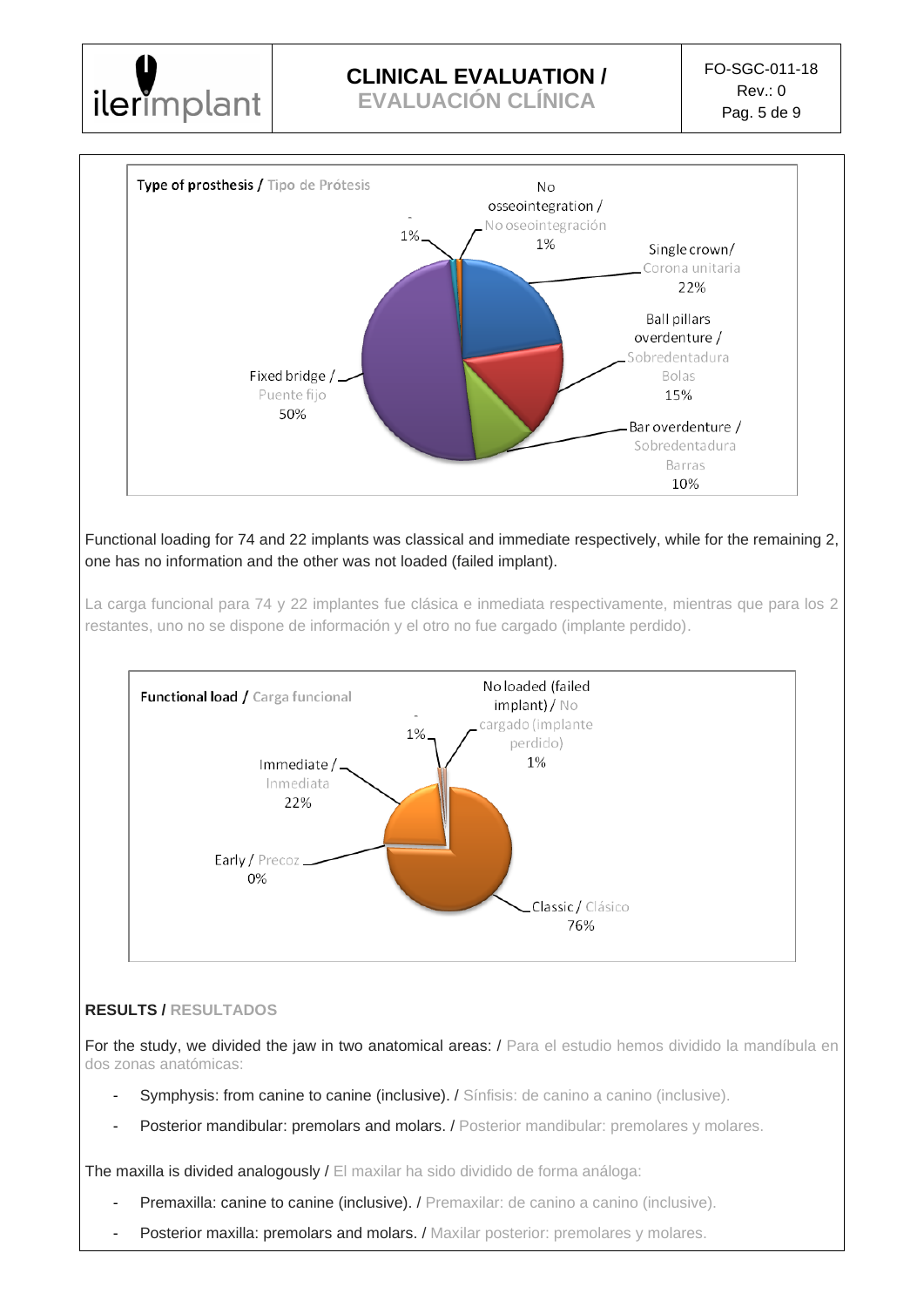**Type of prosthesis / Tipo de Prótesis**

- No osseointegration / No oseointegración: 1%
- -: 1%
- Single crown/ Corona unitaria: 22%
- Ball pillars overdenture / Sobredentadura Bolas: 15%
- Bar overdenture / Sobredentadura Barras: 10%
- Fixed bridge / Puente fijo: 50%

Functional loading for 74 and 22 implants was classical and immediate respectively, while for the remaining 2, one has no information and the other was not loaded (failed implant).

La carga funcional para 74 y 22 implantes fue clásica e inmediata respectivamente, mientras que para los 2 restantes, uno no se dispone de información y el otro no fue cargado (implante perdido).

**Functional load / Carga funcional**

- No loaded (failed implant) / No cargado (implante perdido): 1%
- -: 1%
- Immediate / Inmediata: 22%
- Early / Precoz: 0%
- Classic / Clásico: 76%

## RESULTS / RESULTADOS

For the study, we divided the jaw in two anatomical areas: / Para el estudio hemos dividido la mandíbula en dos zonas anatómicas:

- Symphysis: from canine to canine (inclusive). / Sínfisis: de canino a canino (inclusive).
- Posterior mandibular: premolars and molars. / Posterior mandibular: premolares y molares.

The maxilla is divided analogously / El maxilar ha sido dividido de forma análoga:

- Premaxilla: canine to canine (inclusive). / Premaxilar: de canino a canino (inclusive).
- Posterior maxilla: premolars and molars. / Maxilar posterior: premolares y molares.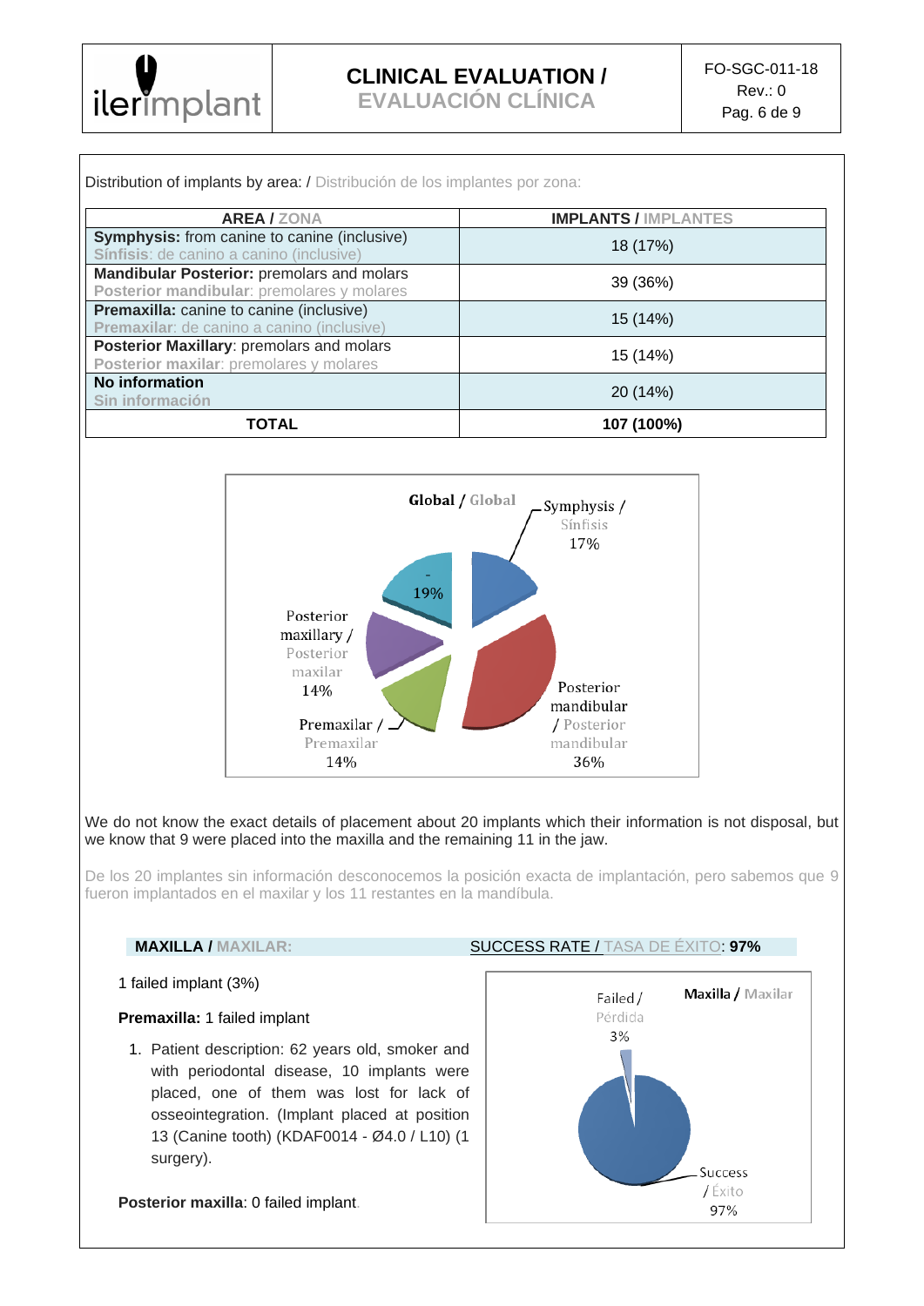Distribution of implants by area: / Distribución de los implantes por zona:

| AREA / ZONA | IMPLANTS / IMPLANTES |
|---|---|
| **Symphysis:** from canine to canine (inclusive) Sínfisis: de canino a canino (inclusive) | 18 (17%) |
| **Mandibular Posterior:** premolars and molars Posterior mandibular: premolares y molares | 39 (36%) |
| **Premaxilla:** canine to canine (inclusive) Premaxilar: de canino a canino (inclusive) | 15 (14%) |
| **Posterior Maxillary**: premolars and molars Posterior maxilar: premolares y molares | 15 (14%) |
| **No information** Sin información | 20 (14%) |
| **TOTAL** | **107 (100%)** |

Global / Global

- Symphysis / Sínfisis 17%
- Posterior mandibular / Posterior mandibular 36%
- Premaxilar / Premaxilar 14%
- Posterior maxillary / Posterior maxilar 14%
- - 19%

We do not know the exact details of placement about 20 implants which their information is not disposal, but we know that 9 were placed into the maxilla and the remaining 11 in the jaw.

De los 20 implantes sin información desconocemos la posición exacta de implantación, pero sabemos que 9 fueron implantados en el maxilar y los 11 restantes en la mandíbula.

**MAXILLA / MAXILAR:** SUCCESS RATE / TASA DE ÉXITO: **97%**

1 failed implant (3%)

**Premaxilla:** 1 failed implant

1. Patient description: 62 years old, smoker and with periodontal disease, 10 implants were placed, one of them was lost for lack of osseointegration. (Implant placed at position 13 (Canine tooth) (KDAF0014 - Ø4.0 / L10) (1 surgery).

**Posterior maxilla**: 0 failed implant.

Maxilla / Maxilar

- Failed / Pérdida 3%
- Success / Éxito 97%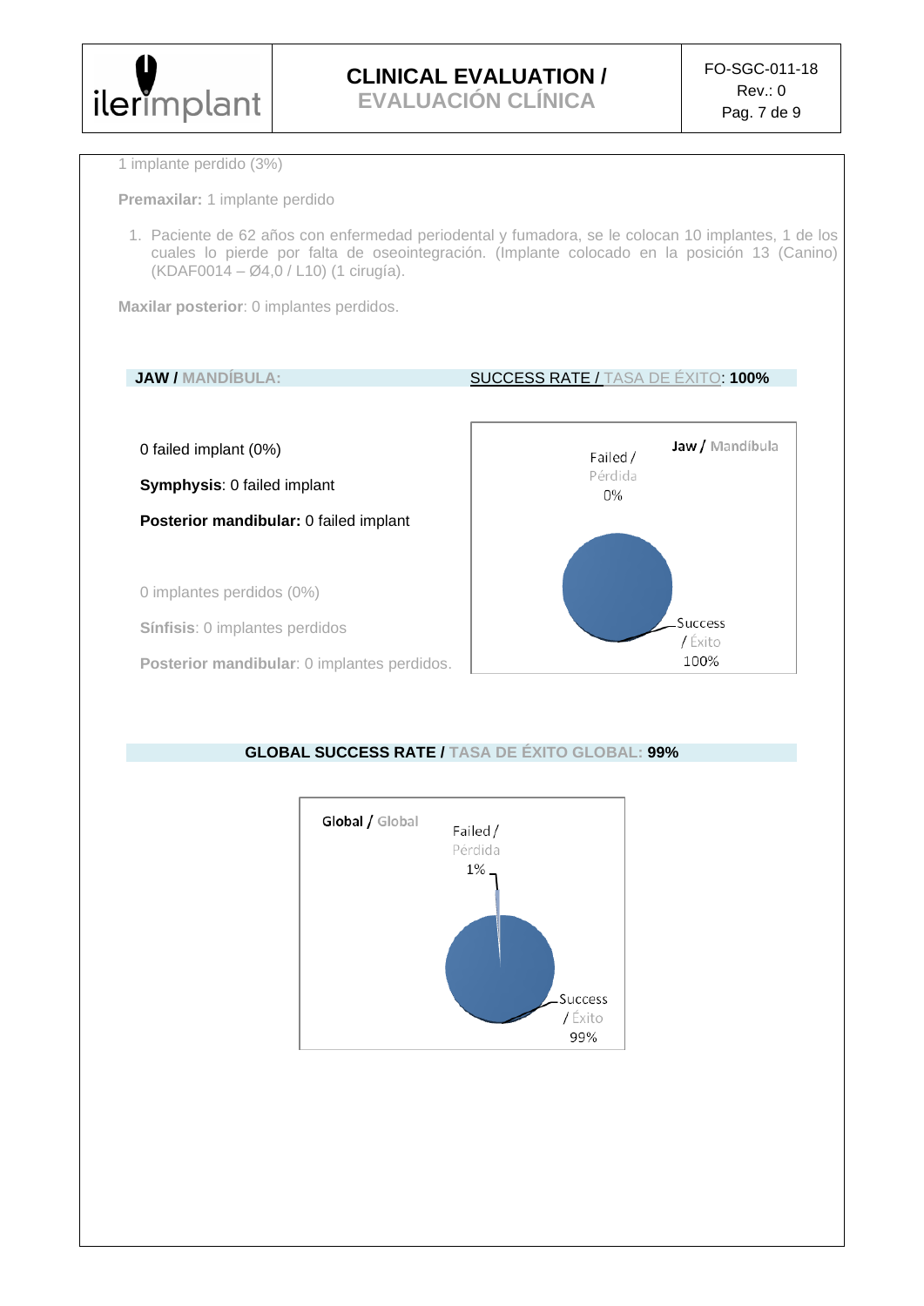1 implante perdido (3%)

**Premaxilar:** 1 implante perdido

1. Paciente de 62 años con enfermedad periodental y fumadora, se le colocan 10 implantes, 1 de los cuales lo pierde por falta de oseointegración. (Implante colocado en la posición 13 (Canino) (KDAF0014 – Ø4,0 / L10) (1 cirugía).

**Maxilar posterior**: 0 implantes perdidos.

**JAW / MANDÍBULA:** SUCCESS RATE / TASA DE ÉXITO: **100%**

0 failed implant (0%)

**Symphysis**: 0 failed implant

**Posterior mandibular:** 0 failed implant

0 implantes perdidos (0%)

**Sínfisis**: 0 implantes perdidos

**Posterior mandibular**: 0 implantes perdidos.

Jaw / Mandíbula

Failed / Pérdida 0%

Success / Éxito 100%

**GLOBAL SUCCESS RATE / TASA DE ÉXITO GLOBAL: 99%**

Global / Global

Failed / Pérdida 1%

Success / Éxito 99%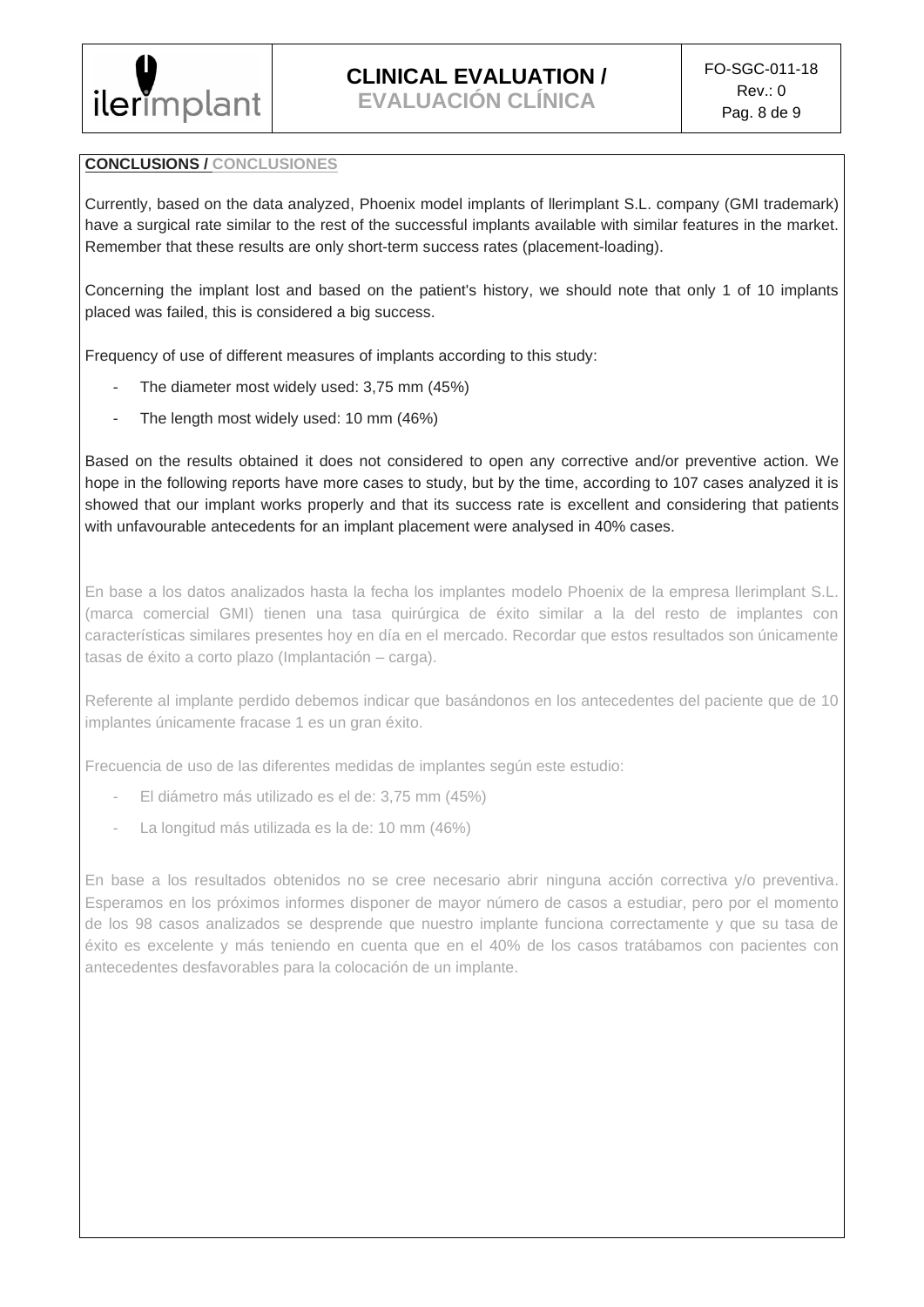**CONCLUSIONS / CONCLUSIONES**

Currently, based on the data analyzed, Phoenix model implants of Ilerimplant S.L. company (GMI trademark) have a surgical rate similar to the rest of the successful implants available with similar features in the market. Remember that these results are only short-term success rates (placement-loading).

Concerning the implant lost and based on the patient's history, we should note that only 1 of 10 implants placed was failed, this is considered a big success.

Frequency of use of different measures of implants according to this study:

- The diameter most widely used: 3,75 mm (45%)
- The length most widely used: 10 mm (46%)

Based on the results obtained it does not considered to open any corrective and/or preventive action. We hope in the following reports have more cases to study, but by the time, according to 107 cases analyzed it is showed that our implant works properly and that its success rate is excellent and considering that patients with unfavourable antecedents for an implant placement were analysed in 40% cases.

En base a los datos analizados hasta la fecha los implantes modelo Phoenix de la empresa Ilerimplant S.L. (marca comercial GMI) tienen una tasa quirúrgica de éxito similar a la del resto de implantes con características similares presentes hoy en día en el mercado. Recordar que estos resultados son únicamente tasas de éxito a corto plazo (Implantación – carga).

Referente al implante perdido debemos indicar que basándonos en los antecedentes del paciente que de 10 implantes únicamente fracase 1 es un gran éxito.

Frecuencia de uso de las diferentes medidas de implantes según este estudio:

- El diámetro más utilizado es el de: 3,75 mm (45%)
- La longitud más utilizada es la de: 10 mm (46%)

En base a los resultados obtenidos no se cree necesario abrir ninguna acción correctiva y/o preventiva. Esperamos en los próximos informes disponer de mayor número de casos a estudiar, pero por el momento de los 98 casos analizados se desprende que nuestro implante funciona correctamente y que su tasa de éxito es excelente y más teniendo en cuenta que en el 40% de los casos tratábamos con pacientes con antecedentes desfavorables para la colocación de un implante.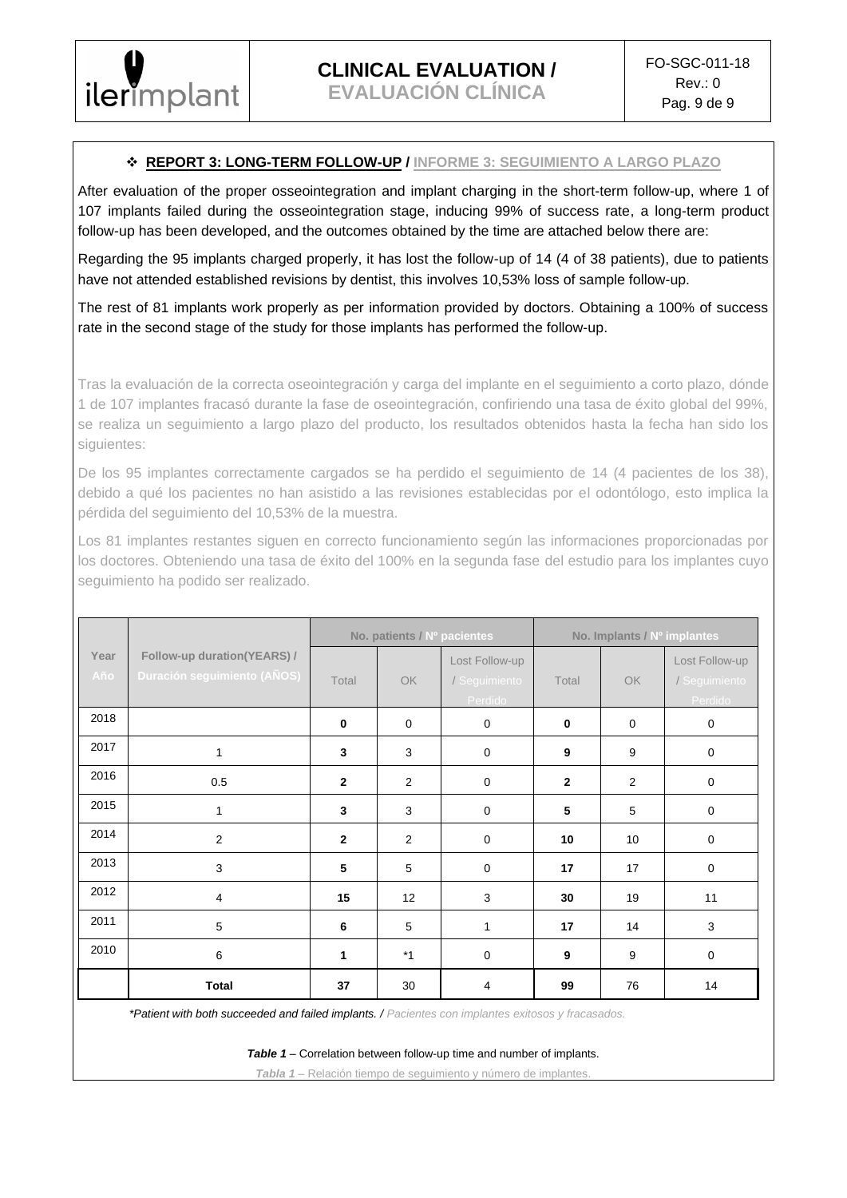### ❖ **REPORT 3: LONG-TERM FOLLOW-UP / INFORME 3: SEGUIMIENTO A LARGO PLAZO**

After evaluation of the proper osseointegration and implant charging in the short-term follow-up, where 1 of 107 implants failed during the osseointegration stage, inducing 99% of success rate, a long-term product follow-up has been developed, and the outcomes obtained by the time are attached below there are:

Regarding the 95 implants charged properly, it has lost the follow-up of 14 (4 of 38 patients), due to patients have not attended established revisions by dentist, this involves 10,53% loss of sample follow-up.

The rest of 81 implants work properly as per information provided by doctors. Obtaining a 100% of success rate in the second stage of the study for those implants has performed the follow-up.

Tras la evaluación de la correcta oseointegración y carga del implante en el seguimiento a corto plazo, dónde 1 de 107 implantes fracasó durante la fase de oseointegración, confiriendo una tasa de éxito global del 99%, se realiza un seguimiento a largo plazo del producto, los resultados obtenidos hasta la fecha han sido los siguientes:

De los 95 implantes correctamente cargados se ha perdido el seguimiento de 14 (4 pacientes de los 38), debido a qué los pacientes no han asistido a las revisiones establecidas por el odontólogo, esto implica la pérdida del seguimiento del 10,53% de la muestra.

Los 81 implantes restantes siguen en correcto funcionamiento según las informaciones proporcionadas por los doctores. Obteniendo una tasa de éxito del 100% en la segunda fase del estudio para los implantes cuyo seguimiento ha podido ser realizado.

| Year / Año | Follow-up duration(YEARS) / Duración seguimiento (AÑOS) | No. patients / Nº pacientes | | | No. Implants / Nº implantes | | |
|---|---|---|---|---|---|---|---|
| | | Total | OK | Lost Follow-up / Seguimiento Perdido | Total | OK | Lost Follow-up / Seguimiento Perdido |
| 2018 | | **0** | 0 | 0 | **0** | 0 | 0 |
| 2017 | 1 | **3** | 3 | 0 | **9** | 9 | 0 |
| 2016 | 0.5 | **2** | 2 | 0 | **2** | 2 | 0 |
| 2015 | 1 | **3** | 3 | 0 | **5** | 5 | 0 |
| 2014 | 2 | **2** | 2 | 0 | **10** | 10 | 0 |
| 2013 | 3 | **5** | 5 | 0 | **17** | 17 | 0 |
| 2012 | 4 | **15** | 12 | 3 | **30** | 19 | 11 |
| 2011 | 5 | **6** | 5 | 1 | **17** | 14 | 3 |
| 2010 | 6 | **1** | *1 | 0 | **9** | 9 | 0 |
| | **Total** | **37** | 30 | 4 | **99** | 76 | 14 |

*\*Patient with both succeeded and failed implants. / Pacientes con implantes exitosos y fracasados.*

***Table 1*** – Correlation between follow-up time and number of implants.

***Tabla 1*** – Relación tiempo de seguimiento y número de implantes.